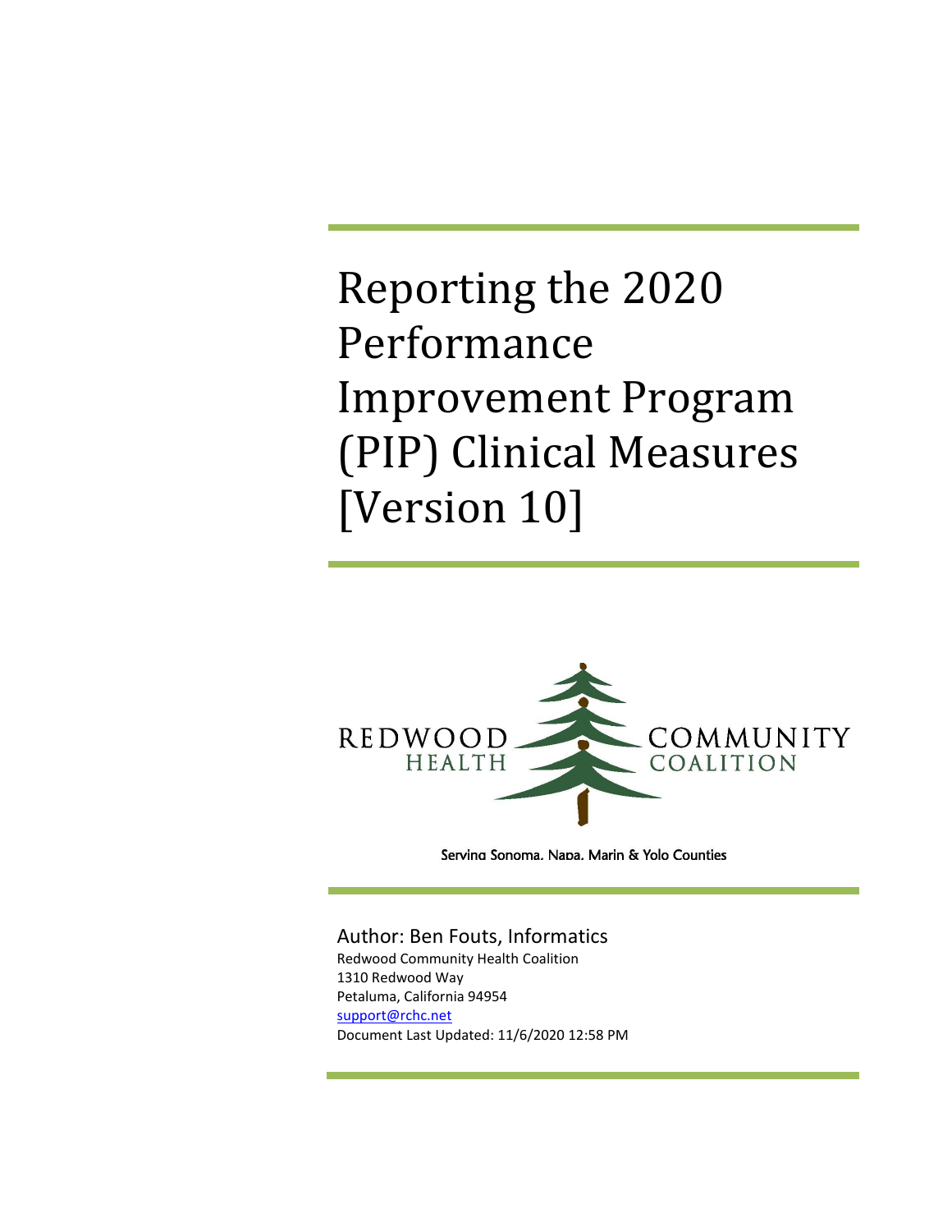# Reporting the 2020 Performance Improvement Program (PIP) Clinical Measures [Version 10]

REDWOOD COMMUNITY HEALTH COALITION

Serving Sonoma, Napa, Marin & Yolo Counties

Author: Ben Fouts, Informatics

Redwood Community Health Coalition
1310 Redwood Way
Petaluma, California 94954
support@rchc.net
Document Last Updated: 11/6/2020 12:58 PM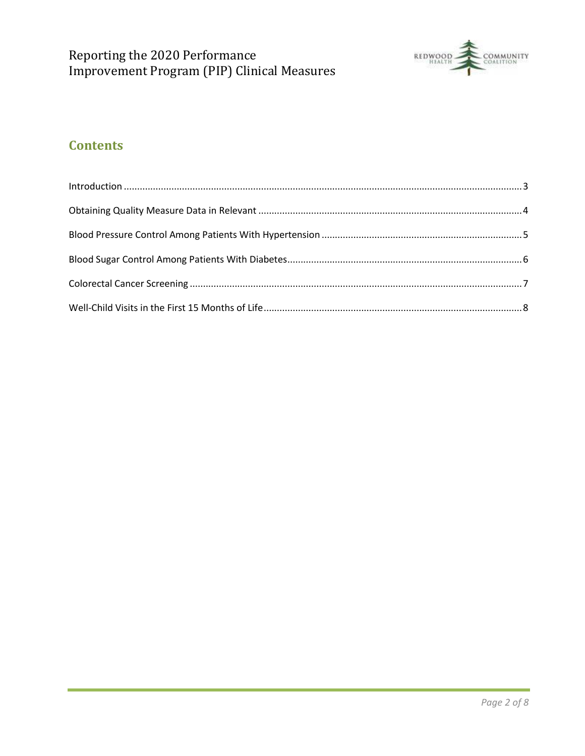## Contents

Introduction ........................................................................................................................................ 3

Obtaining Quality Measure Data in Relevant ................................................................................... 4

Blood Pressure Control Among Patients With Hypertension ........................................................... 5

Blood Sugar Control Among Patients With Diabetes ........................................................................ 6

Colorectal Cancer Screening ............................................................................................................ 7

Well-Child Visits in the First 15 Months of Life ................................................................................. 8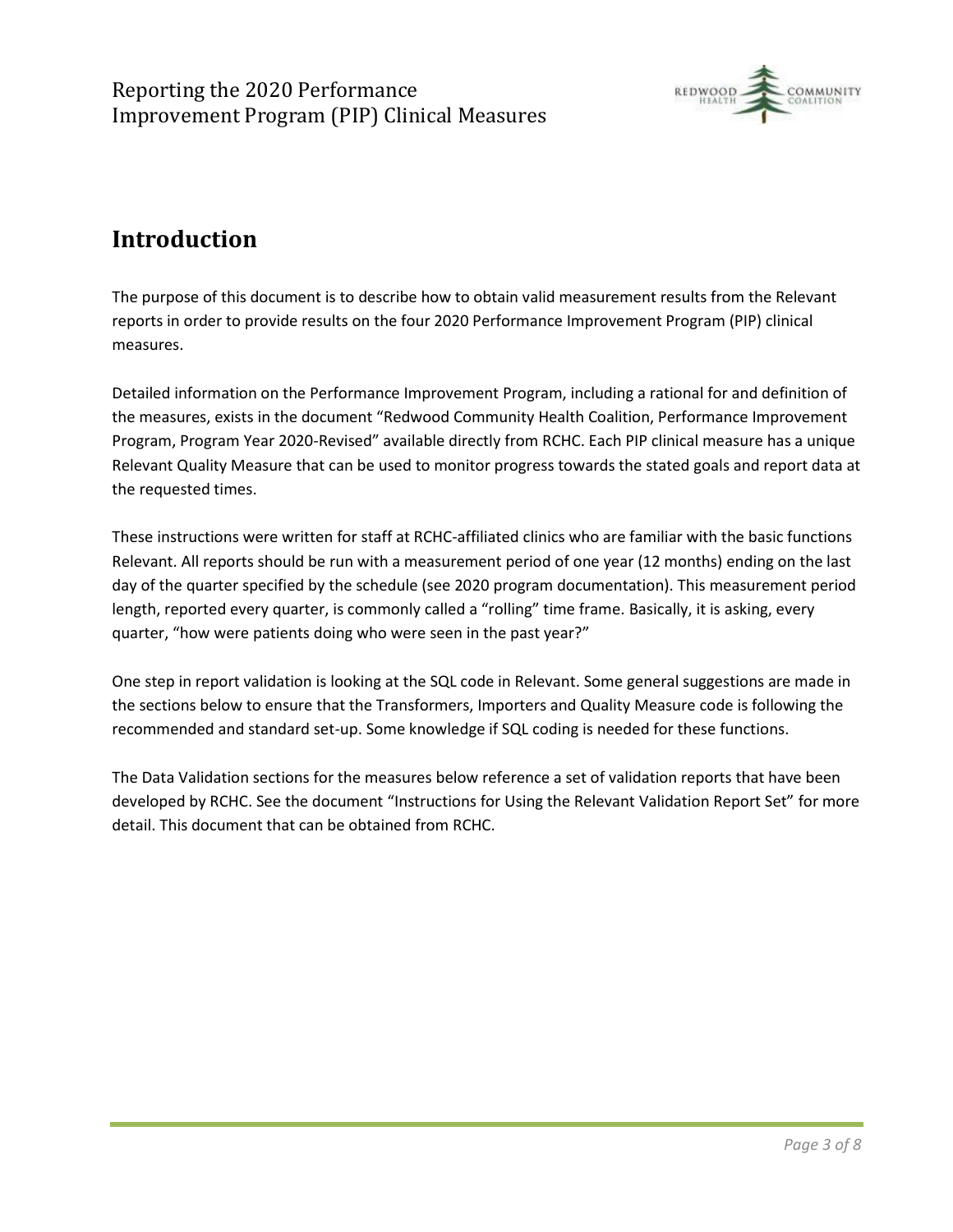# Introduction

The purpose of this document is to describe how to obtain valid measurement results from the Relevant reports in order to provide results on the four 2020 Performance Improvement Program (PIP) clinical measures.

Detailed information on the Performance Improvement Program, including a rational for and definition of the measures, exists in the document "Redwood Community Health Coalition, Performance Improvement Program, Program Year 2020-Revised" available directly from RCHC. Each PIP clinical measure has a unique Relevant Quality Measure that can be used to monitor progress towards the stated goals and report data at the requested times.

These instructions were written for staff at RCHC-affiliated clinics who are familiar with the basic functions Relevant. All reports should be run with a measurement period of one year (12 months) ending on the last day of the quarter specified by the schedule (see 2020 program documentation). This measurement period length, reported every quarter, is commonly called a "rolling" time frame. Basically, it is asking, every quarter, "how were patients doing who were seen in the past year?"

One step in report validation is looking at the SQL code in Relevant. Some general suggestions are made in the sections below to ensure that the Transformers, Importers and Quality Measure code is following the recommended and standard set-up. Some knowledge if SQL coding is needed for these functions.

The Data Validation sections for the measures below reference a set of validation reports that have been developed by RCHC. See the document "Instructions for Using the Relevant Validation Report Set" for more detail. This document that can be obtained from RCHC.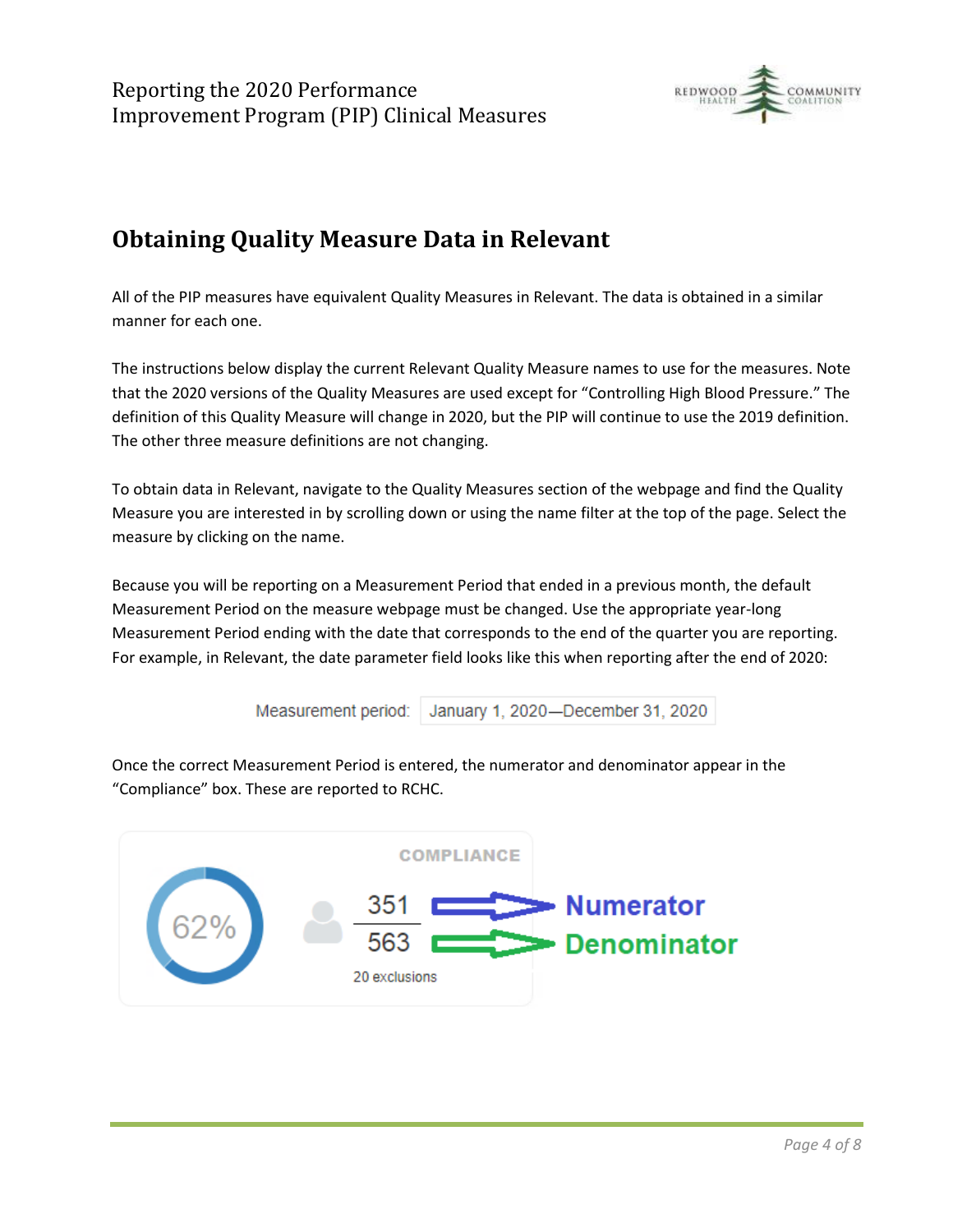## Obtaining Quality Measure Data in Relevant

All of the PIP measures have equivalent Quality Measures in Relevant. The data is obtained in a similar manner for each one.

The instructions below display the current Relevant Quality Measure names to use for the measures. Note that the 2020 versions of the Quality Measures are used except for "Controlling High Blood Pressure." The definition of this Quality Measure will change in 2020, but the PIP will continue to use the 2019 definition. The other three measure definitions are not changing.

To obtain data in Relevant, navigate to the Quality Measures section of the webpage and find the Quality Measure you are interested in by scrolling down or using the name filter at the top of the page. Select the measure by clicking on the name.

Because you will be reporting on a Measurement Period that ended in a previous month, the default Measurement Period on the measure webpage must be changed. Use the appropriate year-long Measurement Period ending with the date that corresponds to the end of the quarter you are reporting. For example, in Relevant, the date parameter field looks like this when reporting after the end of 2020:

Measurement period: January 1, 2020—December 31, 2020

Once the correct Measurement Period is entered, the numerator and denominator appear in the "Compliance" box. These are reported to RCHC.

COMPLIANCE

62%

351 → Numerator

563 → Denominator

20 exclusions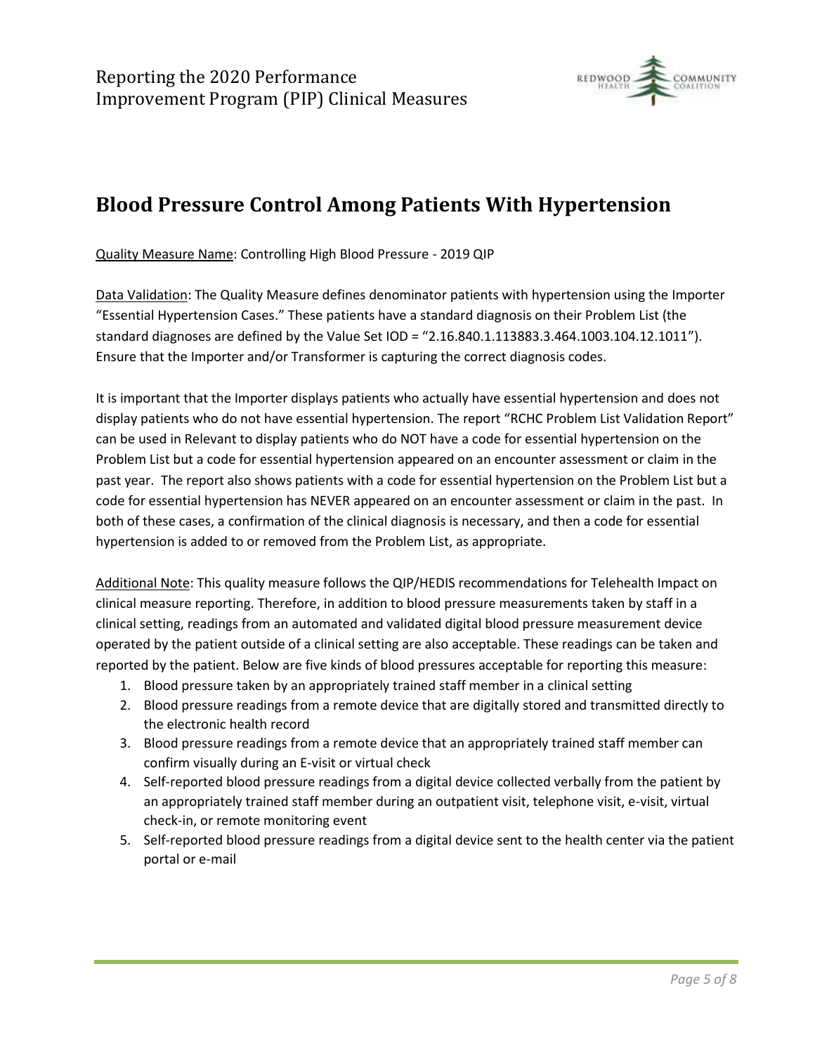## Blood Pressure Control Among Patients With Hypertension

Quality Measure Name: Controlling High Blood Pressure - 2019 QIP

Data Validation: The Quality Measure defines denominator patients with hypertension using the Importer "Essential Hypertension Cases." These patients have a standard diagnosis on their Problem List (the standard diagnoses are defined by the Value Set IOD = "2.16.840.1.113883.3.464.1003.104.12.1011"). Ensure that the Importer and/or Transformer is capturing the correct diagnosis codes.

It is important that the Importer displays patients who actually have essential hypertension and does not display patients who do not have essential hypertension. The report "RCHC Problem List Validation Report" can be used in Relevant to display patients who do NOT have a code for essential hypertension on the Problem List but a code for essential hypertension appeared on an encounter assessment or claim in the past year. The report also shows patients with a code for essential hypertension on the Problem List but a code for essential hypertension has NEVER appeared on an encounter assessment or claim in the past. In both of these cases, a confirmation of the clinical diagnosis is necessary, and then a code for essential hypertension is added to or removed from the Problem List, as appropriate.

Additional Note: This quality measure follows the QIP/HEDIS recommendations for Telehealth Impact on clinical measure reporting. Therefore, in addition to blood pressure measurements taken by staff in a clinical setting, readings from an automated and validated digital blood pressure measurement device operated by the patient outside of a clinical setting are also acceptable. These readings can be taken and reported by the patient. Below are five kinds of blood pressures acceptable for reporting this measure:

1. Blood pressure taken by an appropriately trained staff member in a clinical setting
2. Blood pressure readings from a remote device that are digitally stored and transmitted directly to the electronic health record
3. Blood pressure readings from a remote device that an appropriately trained staff member can confirm visually during an E-visit or virtual check
4. Self-reported blood pressure readings from a digital device collected verbally from the patient by an appropriately trained staff member during an outpatient visit, telephone visit, e-visit, virtual check-in, or remote monitoring event
5. Self-reported blood pressure readings from a digital device sent to the health center via the patient portal or e-mail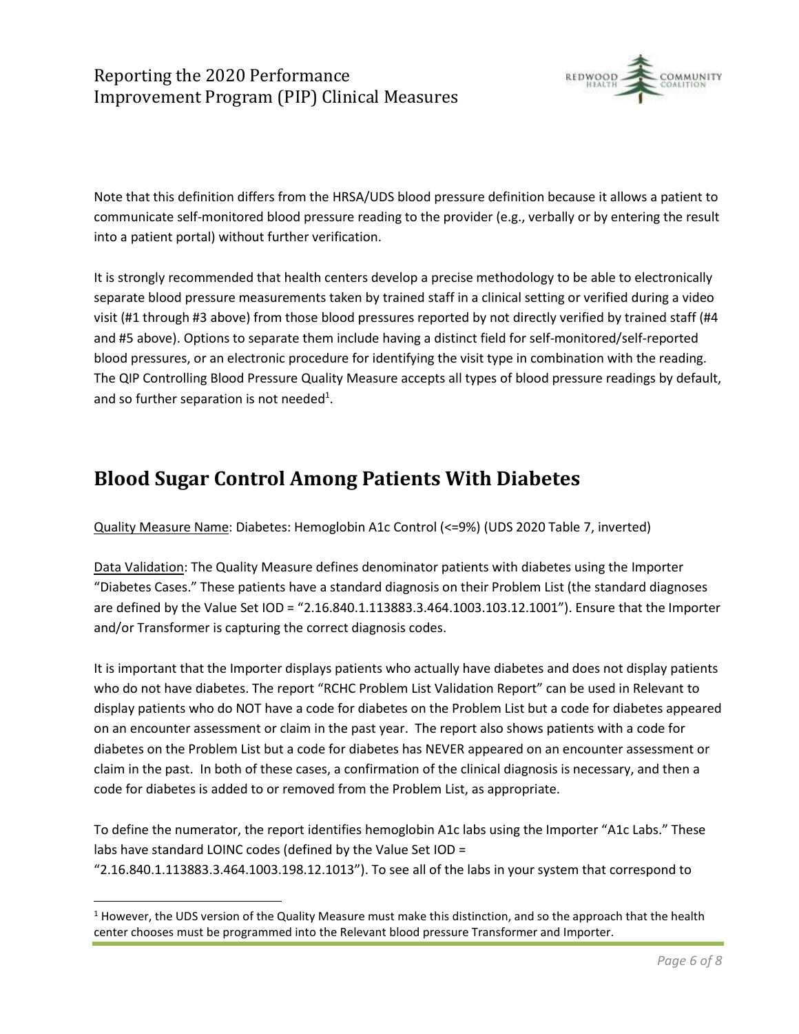Note that this definition differs from the HRSA/UDS blood pressure definition because it allows a patient to communicate self-monitored blood pressure reading to the provider (e.g., verbally or by entering the result into a patient portal) without further verification.

It is strongly recommended that health centers develop a precise methodology to be able to electronically separate blood pressure measurements taken by trained staff in a clinical setting or verified during a video visit (#1 through #3 above) from those blood pressures reported by not directly verified by trained staff (#4 and #5 above). Options to separate them include having a distinct field for self-monitored/self-reported blood pressures, or an electronic procedure for identifying the visit type in combination with the reading. The QIP Controlling Blood Pressure Quality Measure accepts all types of blood pressure readings by default, and so further separation is not needed[1].

## Blood Sugar Control Among Patients With Diabetes

Quality Measure Name: Diabetes: Hemoglobin A1c Control (<=9%) (UDS 2020 Table 7, inverted)

Data Validation: The Quality Measure defines denominator patients with diabetes using the Importer "Diabetes Cases." These patients have a standard diagnosis on their Problem List (the standard diagnoses are defined by the Value Set IOD = "2.16.840.1.113883.3.464.1003.103.12.1001"). Ensure that the Importer and/or Transformer is capturing the correct diagnosis codes.

It is important that the Importer displays patients who actually have diabetes and does not display patients who do not have diabetes. The report "RCHC Problem List Validation Report" can be used in Relevant to display patients who do NOT have a code for diabetes on the Problem List but a code for diabetes appeared on an encounter assessment or claim in the past year. The report also shows patients with a code for diabetes on the Problem List but a code for diabetes has NEVER appeared on an encounter assessment or claim in the past. In both of these cases, a confirmation of the clinical diagnosis is necessary, and then a code for diabetes is added to or removed from the Problem List, as appropriate.

To define the numerator, the report identifies hemoglobin A1c labs using the Importer "A1c Labs." These labs have standard LOINC codes (defined by the Value Set IOD = "2.16.840.1.113883.3.464.1003.198.12.1013"). To see all of the labs in your system that correspond to

[1] However, the UDS version of the Quality Measure must make this distinction, and so the approach that the health center chooses must be programmed into the Relevant blood pressure Transformer and Importer.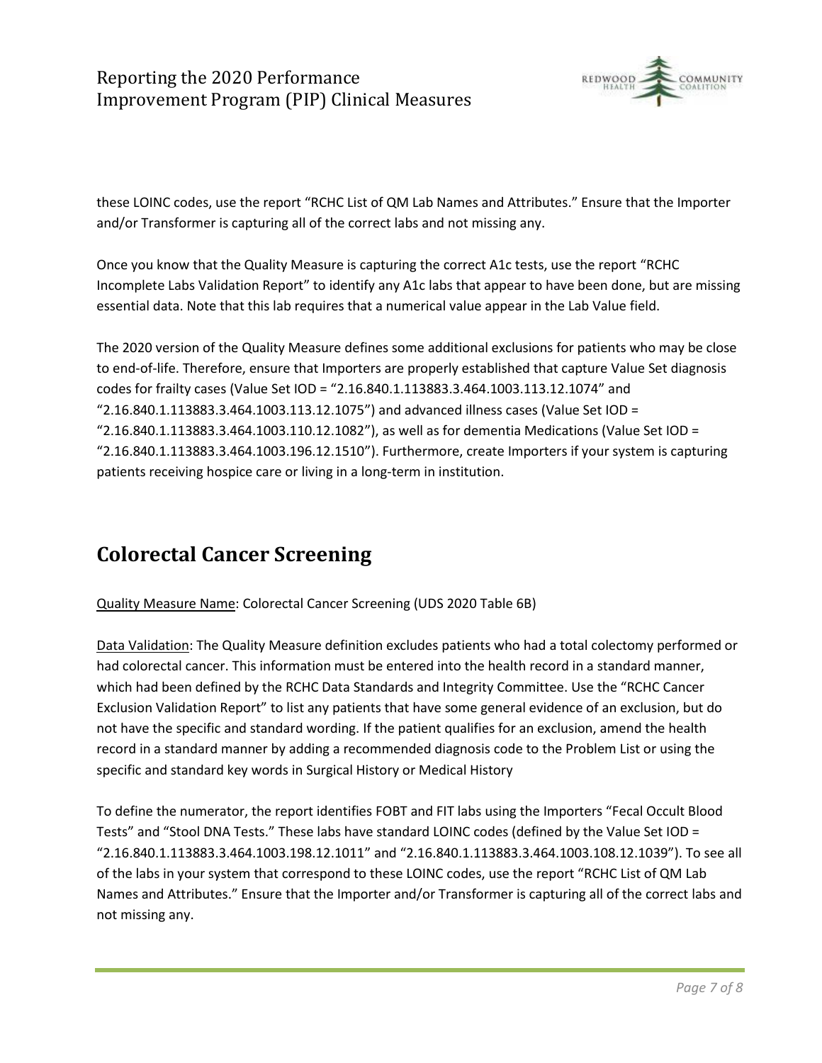these LOINC codes, use the report “RCHC List of QM Lab Names and Attributes.” Ensure that the Importer and/or Transformer is capturing all of the correct labs and not missing any.

Once you know that the Quality Measure is capturing the correct A1c tests, use the report “RCHC Incomplete Labs Validation Report” to identify any A1c labs that appear to have been done, but are missing essential data. Note that this lab requires that a numerical value appear in the Lab Value field.

The 2020 version of the Quality Measure defines some additional exclusions for patients who may be close to end-of-life. Therefore, ensure that Importers are properly established that capture Value Set diagnosis codes for frailty cases (Value Set IOD = “2.16.840.1.113883.3.464.1003.113.12.1074” and “2.16.840.1.113883.3.464.1003.113.12.1075”) and advanced illness cases (Value Set IOD = “2.16.840.1.113883.3.464.1003.110.12.1082”), as well as for dementia Medications (Value Set IOD = “2.16.840.1.113883.3.464.1003.196.12.1510”). Furthermore, create Importers if your system is capturing patients receiving hospice care or living in a long-term in institution.

## Colorectal Cancer Screening

<u>Quality Measure Name</u>: Colorectal Cancer Screening (UDS 2020 Table 6B)

<u>Data Validation</u>: The Quality Measure definition excludes patients who had a total colectomy performed or had colorectal cancer. This information must be entered into the health record in a standard manner, which had been defined by the RCHC Data Standards and Integrity Committee. Use the “RCHC Cancer Exclusion Validation Report” to list any patients that have some general evidence of an exclusion, but do not have the specific and standard wording. If the patient qualifies for an exclusion, amend the health record in a standard manner by adding a recommended diagnosis code to the Problem List or using the specific and standard key words in Surgical History or Medical History

To define the numerator, the report identifies FOBT and FIT labs using the Importers “Fecal Occult Blood Tests” and “Stool DNA Tests.” These labs have standard LOINC codes (defined by the Value Set IOD = “2.16.840.1.113883.3.464.1003.198.12.1011” and “2.16.840.1.113883.3.464.1003.108.12.1039”). To see all of the labs in your system that correspond to these LOINC codes, use the report “RCHC List of QM Lab Names and Attributes.” Ensure that the Importer and/or Transformer is capturing all of the correct labs and not missing any.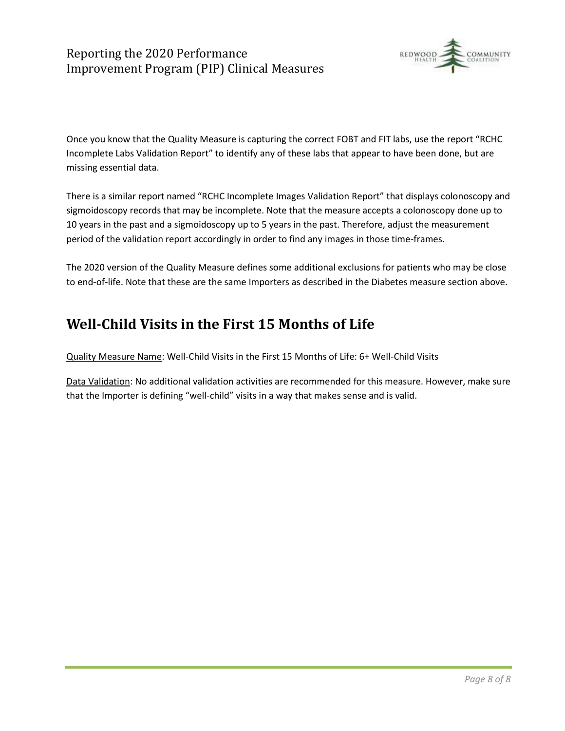Once you know that the Quality Measure is capturing the correct FOBT and FIT labs, use the report "RCHC Incomplete Labs Validation Report" to identify any of these labs that appear to have been done, but are missing essential data.

There is a similar report named "RCHC Incomplete Images Validation Report" that displays colonoscopy and sigmoidoscopy records that may be incomplete. Note that the measure accepts a colonoscopy done up to 10 years in the past and a sigmoidoscopy up to 5 years in the past. Therefore, adjust the measurement period of the validation report accordingly in order to find any images in those time-frames.

The 2020 version of the Quality Measure defines some additional exclusions for patients who may be close to end-of-life. Note that these are the same Importers as described in the Diabetes measure section above.

## Well-Child Visits in the First 15 Months of Life

Quality Measure Name: Well-Child Visits in the First 15 Months of Life: 6+ Well-Child Visits

Data Validation: No additional validation activities are recommended for this measure. However, make sure that the Importer is defining "well-child" visits in a way that makes sense and is valid.